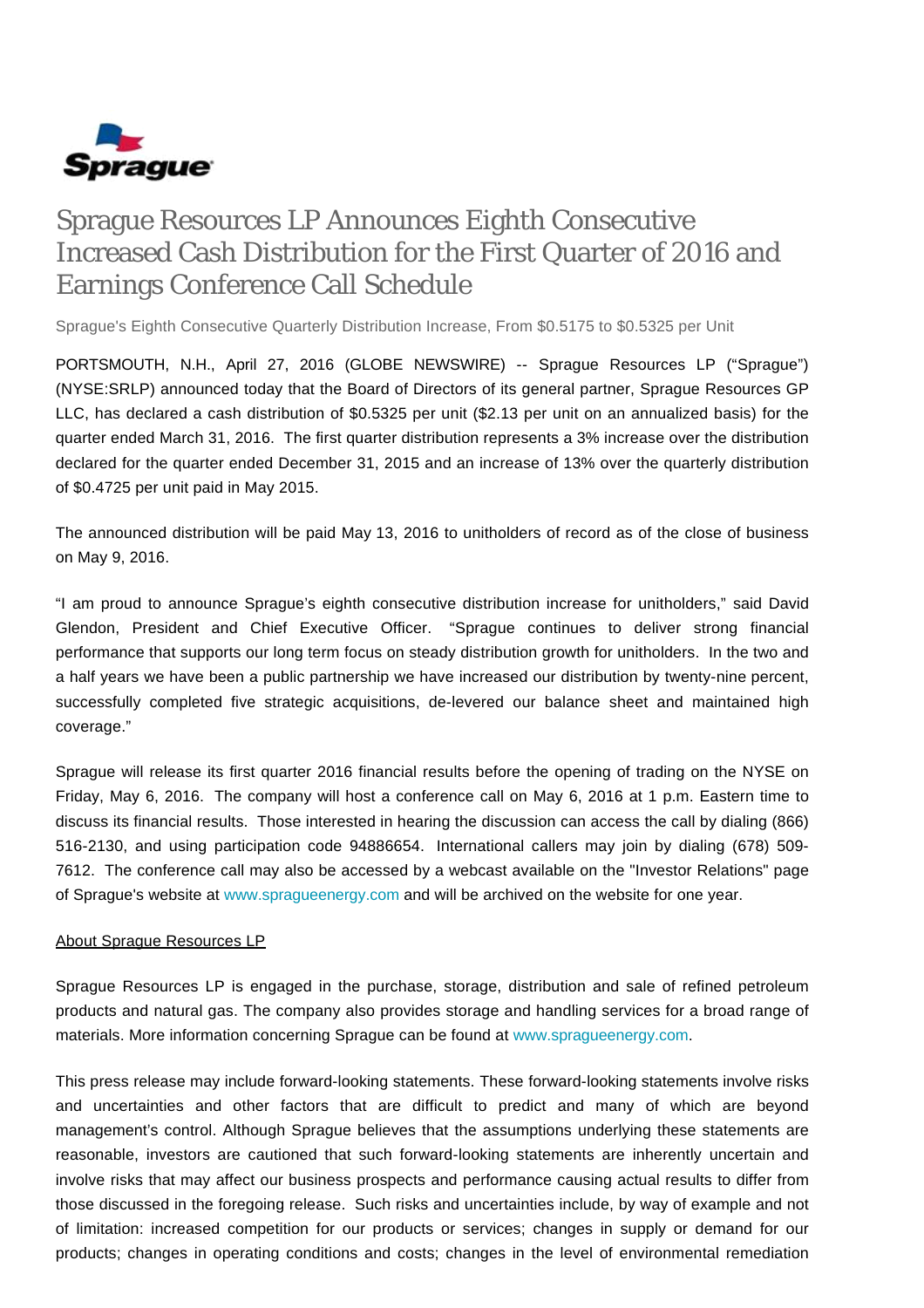Sprague

# Sprague Resources LP Announces Eighth Consecutive Increased Cash Distribution for the First Quarter of 2016 and Earnings Conference Call Schedule

Sprague's Eighth Consecutive Quarterly Distribution Increase, From $0.5175 to $0.5325 per Unit

PORTSMOUTH, N.H., April 27, 2016 (GLOBE NEWSWIRE) -- Sprague Resources LP ("Sprague") (NYSE:SRLP) announced today that the Board of Directors of its general partner, Sprague Resources GP LLC, has declared a cash distribution of $0.5325 per unit ($2.13 per unit on an annualized basis) for the quarter ended March 31, 2016. The first quarter distribution represents a 3% increase over the distribution declared for the quarter ended December 31, 2015 and an increase of 13% over the quarterly distribution of $0.4725 per unit paid in May 2015.

The announced distribution will be paid May 13, 2016 to unitholders of record as of the close of business on May 9, 2016.

"I am proud to announce Sprague's eighth consecutive distribution increase for unitholders," said David Glendon, President and Chief Executive Officer. "Sprague continues to deliver strong financial performance that supports our long term focus on steady distribution growth for unitholders. In the two and a half years we have been a public partnership we have increased our distribution by twenty-nine percent, successfully completed five strategic acquisitions, de-levered our balance sheet and maintained high coverage."

Sprague will release its first quarter 2016 financial results before the opening of trading on the NYSE on Friday, May 6, 2016. The company will host a conference call on May 6, 2016 at 1 p.m. Eastern time to discuss its financial results. Those interested in hearing the discussion can access the call by dialing (866) 516-2130, and using participation code 94886654. International callers may join by dialing (678) 509-7612. The conference call may also be accessed by a webcast available on the "Investor Relations" page of Sprague's website at www.spragueenergy.com and will be archived on the website for one year.

## About Sprague Resources LP

Sprague Resources LP is engaged in the purchase, storage, distribution and sale of refined petroleum products and natural gas. The company also provides storage and handling services for a broad range of materials. More information concerning Sprague can be found at www.spragueenergy.com.

This press release may include forward-looking statements. These forward-looking statements involve risks and uncertainties and other factors that are difficult to predict and many of which are beyond management's control. Although Sprague believes that the assumptions underlying these statements are reasonable, investors are cautioned that such forward-looking statements are inherently uncertain and involve risks that may affect our business prospects and performance causing actual results to differ from those discussed in the foregoing release. Such risks and uncertainties include, by way of example and not of limitation: increased competition for our products or services; changes in supply or demand for our products; changes in operating conditions and costs; changes in the level of environmental remediation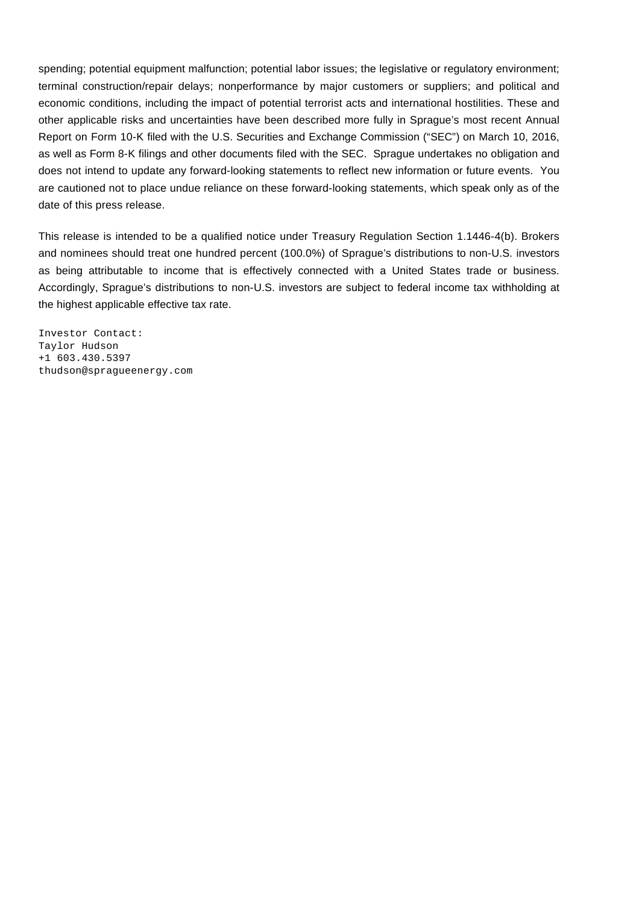spending; potential equipment malfunction; potential labor issues; the legislative or regulatory environment; terminal construction/repair delays; nonperformance by major customers or suppliers; and political and economic conditions, including the impact of potential terrorist acts and international hostilities. These and other applicable risks and uncertainties have been described more fully in Sprague's most recent Annual Report on Form 10-K filed with the U.S. Securities and Exchange Commission ("SEC") on March 10, 2016, as well as Form 8-K filings and other documents filed with the SEC. Sprague undertakes no obligation and does not intend to update any forward-looking statements to reflect new information or future events. You are cautioned not to place undue reliance on these forward-looking statements, which speak only as of the date of this press release.

This release is intended to be a qualified notice under Treasury Regulation Section 1.1446-4(b). Brokers and nominees should treat one hundred percent (100.0%) of Sprague's distributions to non-U.S. investors as being attributable to income that is effectively connected with a United States trade or business. Accordingly, Sprague's distributions to non-U.S. investors are subject to federal income tax withholding at the highest applicable effective tax rate.

Investor Contact:
Taylor Hudson
+1 603.430.5397
thudson@spragueenergy.com